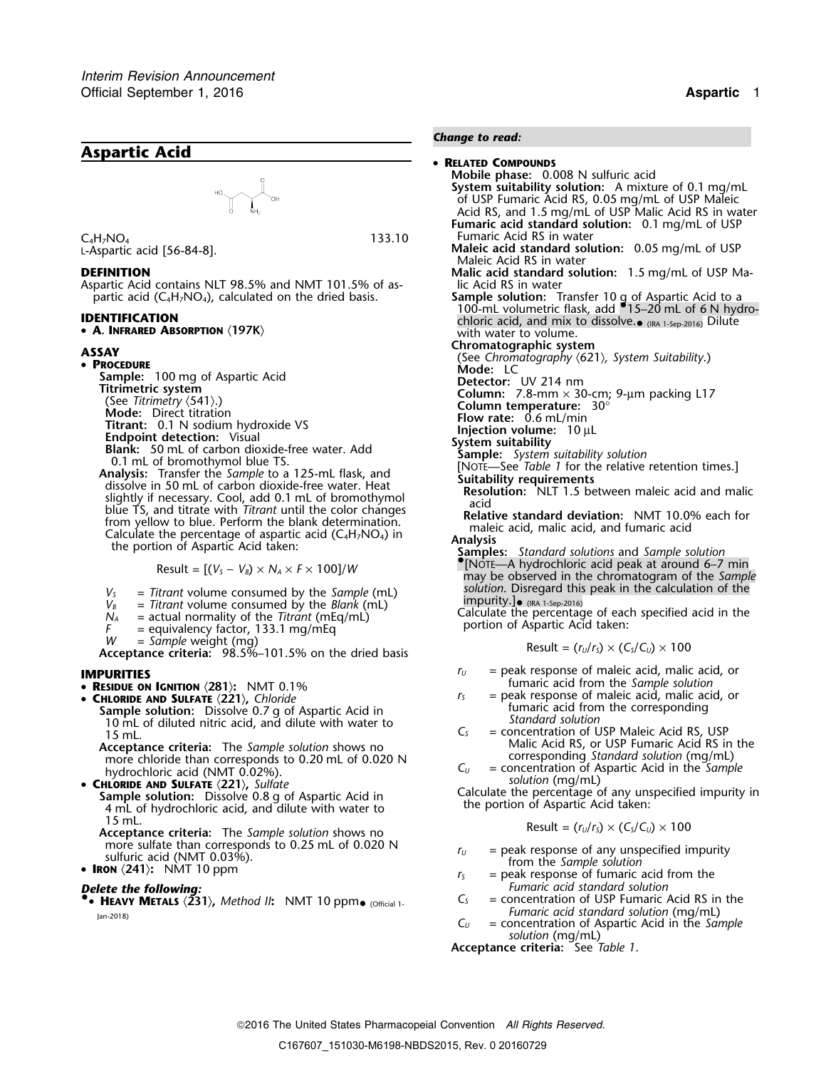# Aspartic Acid

$C_4H_7NO_4$ 133.10

L-Aspartic acid [56-84-8].

## DEFINITION

Aspartic Acid contains NLT 98.5% and NMT 101.5% of aspartic acid ($C_4H_7NO_4$), calculated on the dried basis.

## IDENTIFICATION

- **A. Infrared Absorption ⟨197K⟩**

## ASSAY

- **Procedure**

**Sample:** 100 mg of Aspartic Acid

**Titrimetric system**

(See *Titrimetry* ⟨541⟩.)

**Mode:** Direct titration

**Titrant:** 0.1 N sodium hydroxide VS

**Endpoint detection:** Visual

**Blank:** 50 mL of carbon dioxide-free water. Add 0.1 mL of bromothymol blue TS.

**Analysis:** Transfer the *Sample* to a 125-mL flask, and dissolve in 50 mL of carbon dioxide-free water. Heat slightly if necessary. Cool, add 0.1 mL of bromothymol blue TS, and titrate with *Titrant* until the color changes from yellow to blue. Perform the blank determination.

Calculate the percentage of aspartic acid ($C_4H_7NO_4$) in the portion of Aspartic Acid taken:

$$\text{Result} = [(V_S - V_B) \times N_A \times F \times 100]/W$$

$V_S$ = *Titrant* volume consumed by the *Sample* (mL)
$V_B$ = *Titrant* volume consumed by the *Blank* (mL)
$N_A$ = actual normality of the *Titrant* (mEq/mL)
$F$ = equivalency factor, 133.1 mg/mEq
$W$ = *Sample* weight (mg)

**Acceptance criteria:** 98.5%–101.5% on the dried basis

## IMPURITIES

- **Residue on Ignition ⟨281⟩:** NMT 0.1%
- **Chloride and Sulfate ⟨221⟩,** *Chloride*

**Sample solution:** Dissolve 0.7 g of Aspartic Acid in 10 mL of diluted nitric acid, and dilute with water to 15 mL.

**Acceptance criteria:** The *Sample solution* shows no more chloride than corresponds to 0.20 mL of 0.020 N hydrochloric acid (NMT 0.02%).

- **Chloride and Sulfate ⟨221⟩,** *Sulfate*

**Sample solution:** Dissolve 0.8 g of Aspartic Acid in 4 mL of hydrochloric acid, and dilute with water to 15 mL.

**Acceptance criteria:** The *Sample solution* shows no more sulfate than corresponds to 0.25 mL of 0.020 N sulfuric acid (NMT 0.03%).

- **Iron ⟨241⟩:** NMT 10 ppm

*Delete the following:*

•• **Heavy Metals ⟨231⟩,** *Method II***:** NMT 10 ppm• (Official 1-Jan-2018)

*Change to read:*

- **Related Compounds**

**Mobile phase:** 0.008 N sulfuric acid

**System suitability solution:** A mixture of 0.1 mg/mL of USP Fumaric Acid RS, 0.05 mg/mL of USP Maleic Acid RS, and 1.5 mg/mL of USP Malic Acid RS in water

**Fumaric acid standard solution:** 0.1 mg/mL of USP Fumaric Acid RS in water

**Maleic acid standard solution:** 0.05 mg/mL of USP Maleic Acid RS in water

**Malic acid standard solution:** 1.5 mg/mL of USP Malic Acid RS in water

**Sample solution:** Transfer 10 g of Aspartic Acid to a 100-mL volumetric flask, add •15–20 mL of 6 N hydrochloric acid, and mix to dissolve.• (IRA 1-Sep-2016) Dilute with water to volume.

**Chromatographic system**

(See *Chromatography* ⟨621⟩*, System Suitability*.)

**Mode:** LC

**Detector:** UV 214 nm

**Column:** 7.8-mm × 30-cm; 9-µm packing L17

**Column temperature:** 30°

**Flow rate:** 0.6 mL/min

**Injection volume:** 10 µL

**System suitability**

**Sample:** *System suitability solution*

[Note—See *Table 1* for the relative retention times.]

**Suitability requirements**

**Resolution:** NLT 1.5 between maleic acid and malic acid

**Relative standard deviation:** NMT 10.0% each for maleic acid, malic acid, and fumaric acid

**Analysis**

**Samples:** *Standard solutions* and *Sample solution*

•[Note—A hydrochloric acid peak at around 6–7 min may be observed in the chromatogram of the *Sample solution*. Disregard this peak in the calculation of the impurity.]• (IRA 1-Sep-2016)

Calculate the percentage of each specified acid in the portion of Aspartic Acid taken:

$$\text{Result} = (r_U/r_S) \times (C_S/C_U) \times 100$$

$r_U$ = peak response of maleic acid, malic acid, or fumaric acid from the *Sample solution*
$r_S$ = peak response of maleic acid, malic acid, or fumaric acid from the corresponding *Standard solution*
$C_S$ = concentration of USP Maleic Acid RS, USP Malic Acid RS, or USP Fumaric Acid RS in the corresponding *Standard solution* (mg/mL)
$C_U$ = concentration of Aspartic Acid in the *Sample solution* (mg/mL)

Calculate the percentage of any unspecified impurity in the portion of Aspartic Acid taken:

$$\text{Result} = (r_U/r_S) \times (C_S/C_U) \times 100$$

$r_U$ = peak response of any unspecified impurity from the *Sample solution*
$r_S$ = peak response of fumaric acid from the *Fumaric acid standard solution*
$C_S$ = concentration of USP Fumaric Acid RS in the *Fumaric acid standard solution* (mg/mL)
$C_U$ = concentration of Aspartic Acid in the *Sample solution* (mg/mL)

**Acceptance criteria:** See *Table 1*.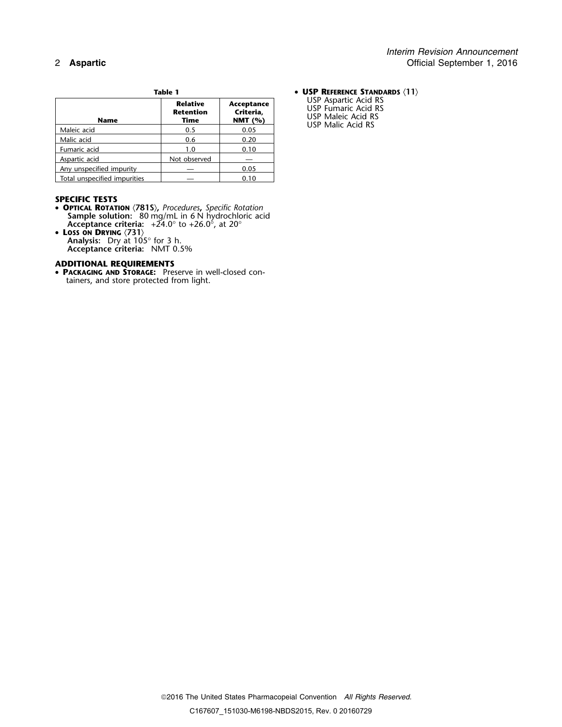**Table 1**

| Name | Relative Retention Time | Acceptance Criteria, NMT (%) |
|---|---|---|
| Maleic acid | 0.5 | 0.05 |
| Malic acid | 0.6 | 0.20 |
| Fumaric acid | 1.0 | 0.10 |
| Aspartic acid | Not observed | — |
| Any unspecified impurity | — | 0.05 |
| Total unspecified impurities | — | 0.10 |

## SPECIFIC TESTS

- **Optical Rotation** ⟨**781S**⟩**,** *Procedures***,** *Specific Rotation*
  **Sample solution:** 80 mg/mL in 6 N hydrochloric acid
  **Acceptance criteria:** +24.0° to +26.0°, at 20°
- **Loss on Drying** ⟨**731**⟩
  **Analysis:** Dry at 105° for 3 h.
  **Acceptance criteria:** NMT 0.5%

## ADDITIONAL REQUIREMENTS

- **Packaging and Storage:** Preserve in well-closed containers, and store protected from light.
- **USP Reference Standards** ⟨**11**⟩
  USP Aspartic Acid RS
  USP Fumaric Acid RS
  USP Maleic Acid RS
  USP Malic Acid RS